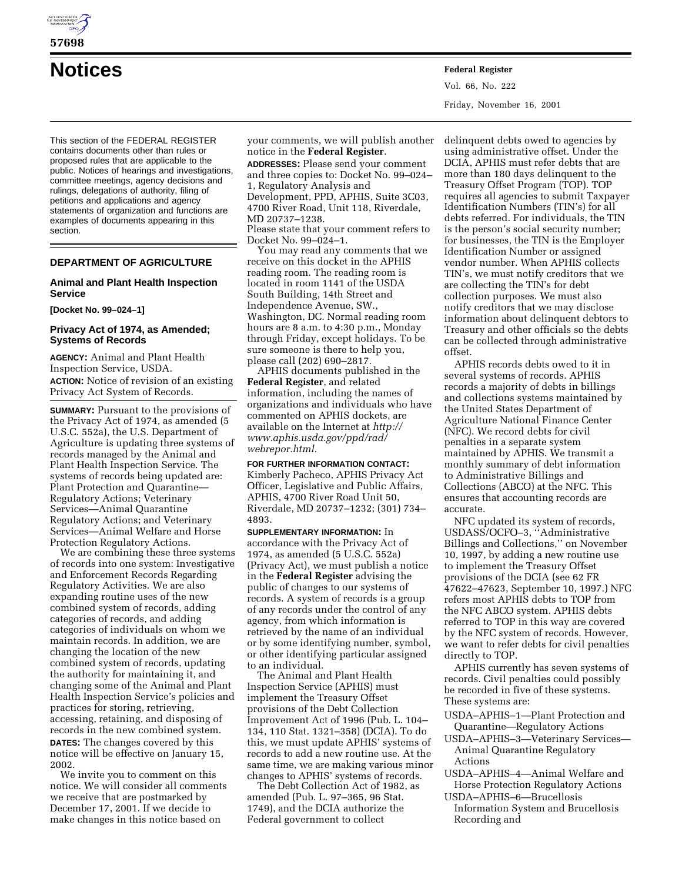# Notices

This section of the FEDERAL REGISTER contains documents other than rules or proposed rules that are applicable to the public. Notices of hearings and investigations, committee meetings, agency decisions and rulings, delegations of authority, filing of petitions and applications and agency statements of organization and functions are examples of documents appearing in this section.

## DEPARTMENT OF AGRICULTURE

### Animal and Plant Health Inspection Service

**[Docket No. 99–024–1]**

### Privacy Act of 1974, as Amended; Systems of Records

**AGENCY:** Animal and Plant Health Inspection Service, USDA.

**ACTION:** Notice of revision of an existing Privacy Act System of Records.

**SUMMARY:** Pursuant to the provisions of the Privacy Act of 1974, as amended (5 U.S.C. 552a), the U.S. Department of Agriculture is updating three systems of records managed by the Animal and Plant Health Inspection Service. The systems of records being updated are: Plant Protection and Quarantine—Regulatory Actions; Veterinary Services—Animal Quarantine Regulatory Actions; and Veterinary Services—Animal Welfare and Horse Protection Regulatory Actions.

We are combining these three systems of records into one system: Investigative and Enforcement Records Regarding Regulatory Activities. We are also expanding routine uses of the new combined system of records, adding categories of records, and adding categories of individuals on whom we maintain records. In addition, we are changing the location of the new combined system of records, updating the authority for maintaining it, and changing some of the Animal and Plant Health Inspection Service's policies and practices for storing, retrieving, accessing, retaining, and disposing of records in the new combined system.

**DATES:** The changes covered by this notice will be effective on January 15, 2002.

We invite you to comment on this notice. We will consider all comments we receive that are postmarked by December 17, 2001. If we decide to make changes in this notice based on your comments, we will publish another notice in the **Federal Register**.

**ADDRESSES:** Please send your comment and three copies to: Docket No. 99–024–1, Regulatory Analysis and Development, PPD, APHIS, Suite 3C03, 4700 River Road, Unit 118, Riverdale, MD 20737–1238.

Please state that your comment refers to Docket No. 99–024–1.

You may read any comments that we receive on this docket in the APHIS reading room. The reading room is located in room 1141 of the USDA South Building, 14th Street and Independence Avenue, SW., Washington, DC. Normal reading room hours are 8 a.m. to 4:30 p.m., Monday through Friday, except holidays. To be sure someone is there to help you, please call (202) 690–2817.

APHIS documents published in the **Federal Register**, and related information, including the names of organizations and individuals who have commented on APHIS dockets, are available on the Internet at *http://www.aphis.usda.gov/ppd/rad/webrepor.html*.

**FOR FURTHER INFORMATION CONTACT:** Kimberly Pacheco, APHIS Privacy Act Officer, Legislative and Public Affairs, APHIS, 4700 River Road Unit 50, Riverdale, MD 20737–1232; (301) 734–4893.

**SUPPLEMENTARY INFORMATION:** In accordance with the Privacy Act of 1974, as amended (5 U.S.C. 552a) (Privacy Act), we must publish a notice in the **Federal Register** advising the public of changes to our systems of records. A system of records is a group of any records under the control of any agency, from which information is retrieved by the name of an individual or by some identifying number, symbol, or other identifying particular assigned to an individual.

The Animal and Plant Health Inspection Service (APHIS) must implement the Treasury Offset provisions of the Debt Collection Improvement Act of 1996 (Pub. L. 104–134, 110 Stat. 1321–358) (DCIA). To do this, we must update APHIS' systems of records to add a new routine use. At the same time, we are making various minor changes to APHIS' systems of records.

The Debt Collection Act of 1982, as amended (Pub. L. 97–365, 96 Stat. 1749), and the DCIA authorize the Federal government to collect delinquent debts owed to agencies by using administrative offset. Under the DCIA, APHIS must refer debts that are more than 180 days delinquent to the Treasury Offset Program (TOP). TOP requires all agencies to submit Taxpayer Identification Numbers (TIN's) for all debts referred. For individuals, the TIN is the person's social security number; for businesses, the TIN is the Employer Identification Number or assigned vendor number. When APHIS collects TIN's, we must notify creditors that we are collecting the TIN's for debt collection purposes. We must also notify creditors that we may disclose information about delinquent debtors to Treasury and other officials so the debts can be collected through administrative offset.

APHIS records debts owed to it in several systems of records. APHIS records a majority of debts in billings and collections systems maintained by the United States Department of Agriculture National Finance Center (NFC). We record debts for civil penalties in a separate system maintained by APHIS. We transmit a monthly summary of debt information to Administrative Billings and Collections (ABCO) at the NFC. This ensures that accounting records are accurate.

NFC updated its system of records, USDASS/OCFO–3, ''Administrative Billings and Collections,'' on November 10, 1997, by adding a new routine use to implement the Treasury Offset provisions of the DCIA (see 62 FR 47622–47623, September 10, 1997.) NFC refers most APHIS debts to TOP from the NFC ABCO system. APHIS debts referred to TOP in this way are covered by the NFC system of records. However, we want to refer debts for civil penalties directly to TOP.

APHIS currently has seven systems of records. Civil penalties could possibly be recorded in five of these systems. These systems are:

USDA–APHIS–1—Plant Protection and Quarantine—Regulatory Actions

USDA–APHIS–3—Veterinary Services—Animal Quarantine Regulatory Actions

USDA–APHIS–4—Animal Welfare and Horse Protection Regulatory Actions

USDA–APHIS–6—Brucellosis Information System and Brucellosis Recording and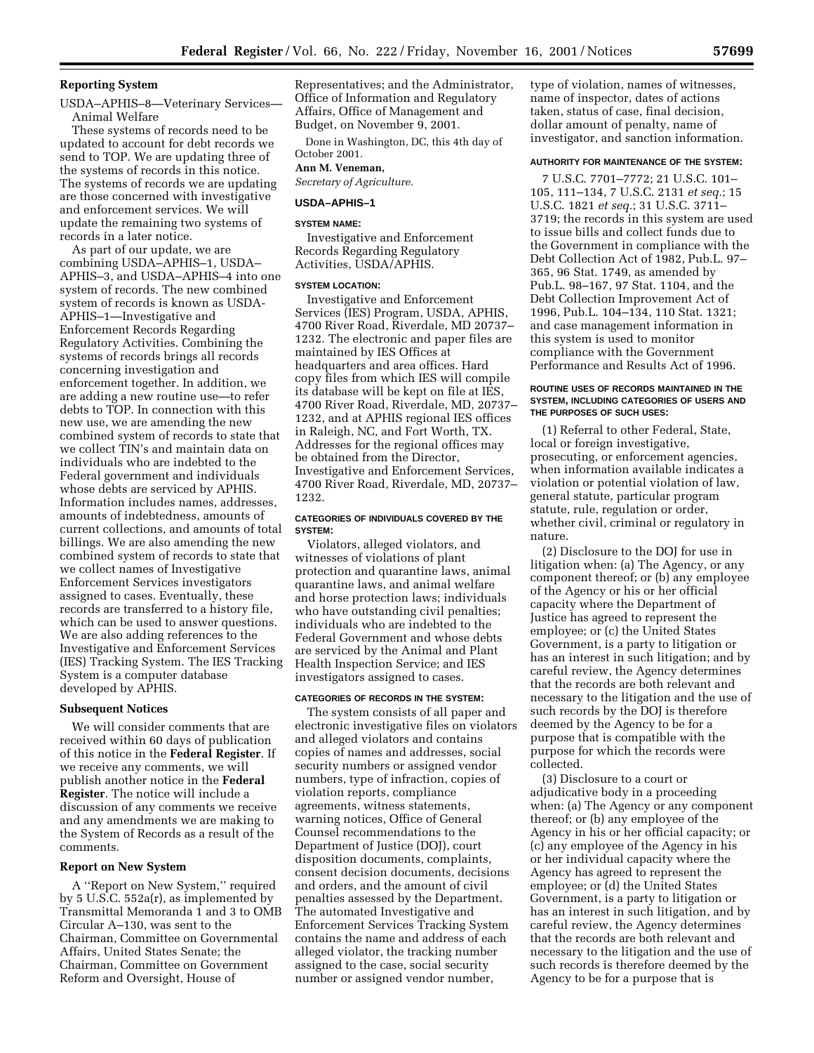**Reporting System**

USDA–APHIS–8—Veterinary Services—Animal Welfare

These systems of records need to be updated to account for debt records we send to TOP. We are updating three of the systems of records in this notice. The systems of records we are updating are those concerned with investigative and enforcement services. We will update the remaining two systems of records in a later notice.

As part of our update, we are combining USDA–APHIS–1, USDA–APHIS–3, and USDA–APHIS–4 into one system of records. The new combined system of records is known as USDA-APHIS–1—Investigative and Enforcement Records Regarding Regulatory Activities. Combining the systems of records brings all records concerning investigation and enforcement together. In addition, we are adding a new routine use—to refer debts to TOP. In connection with this new use, we are amending the new combined system of records to state that we collect TIN's and maintain data on individuals who are indebted to the Federal government and individuals whose debts are serviced by APHIS. Information includes names, addresses, amounts of indebtedness, amounts of current collections, and amounts of total billings. We are also amending the new combined system of records to state that we collect names of Investigative Enforcement Services investigators assigned to cases. Eventually, these records are transferred to a history file, which can be used to answer questions. We are also adding references to the Investigative and Enforcement Services (IES) Tracking System. The IES Tracking System is a computer database developed by APHIS.

**Subsequent Notices**

We will consider comments that are received within 60 days of publication of this notice in the **Federal Register**. If we receive any comments, we will publish another notice in the **Federal Register**. The notice will include a discussion of any comments we receive and any amendments we are making to the System of Records as a result of the comments.

**Report on New System**

A ''Report on New System,'' required by 5 U.S.C. 552a(r), as implemented by Transmittal Memoranda 1 and 3 to OMB Circular A–130, was sent to the Chairman, Committee on Governmental Affairs, United States Senate; the Chairman, Committee on Government Reform and Oversight, House of Representatives; and the Administrator, Office of Information and Regulatory Affairs, Office of Management and Budget, on November 9, 2001.

Done in Washington, DC, this 4th day of October 2001.

**Ann M. Veneman,**

*Secretary of Agriculture.*

**USDA–APHIS–1**

**SYSTEM NAME:**

Investigative and Enforcement Records Regarding Regulatory Activities, USDA/APHIS.

**SYSTEM LOCATION:**

Investigative and Enforcement Services (IES) Program, USDA, APHIS, 4700 River Road, Riverdale, MD 20737–1232. The electronic and paper files are maintained by IES Offices at headquarters and area offices. Hard copy files from which IES will compile its database will be kept on file at IES, 4700 River Road, Riverdale, MD, 20737–1232, and at APHIS regional IES offices in Raleigh, NC, and Fort Worth, TX. Addresses for the regional offices may be obtained from the Director, Investigative and Enforcement Services, 4700 River Road, Riverdale, MD, 20737–1232.

**CATEGORIES OF INDIVIDUALS COVERED BY THE SYSTEM:**

Violators, alleged violators, and witnesses of violations of plant protection and quarantine laws, animal quarantine laws, and animal welfare and horse protection laws; individuals who have outstanding civil penalties; individuals who are indebted to the Federal Government and whose debts are serviced by the Animal and Plant Health Inspection Service; and IES investigators assigned to cases.

**CATEGORIES OF RECORDS IN THE SYSTEM:**

The system consists of all paper and electronic investigative files on violators and alleged violators and contains copies of names and addresses, social security numbers or assigned vendor numbers, type of infraction, copies of violation reports, compliance agreements, witness statements, warning notices, Office of General Counsel recommendations to the Department of Justice (DOJ), court disposition documents, complaints, consent decision documents, decisions and orders, and the amount of civil penalties assessed by the Department. The automated Investigative and Enforcement Services Tracking System contains the name and address of each alleged violator, the tracking number assigned to the case, social security number or assigned vendor number, type of violation, names of witnesses, name of inspector, dates of actions taken, status of case, final decision, dollar amount of penalty, name of investigator, and sanction information.

**AUTHORITY FOR MAINTENANCE OF THE SYSTEM:**

7 U.S.C. 7701–7772; 21 U.S.C. 101–105, 111–134, 7 U.S.C. 2131 *et seq.*; 15 U.S.C. 1821 *et seq.*; 31 U.S.C. 3711–3719; the records in this system are used to issue bills and collect funds due to the Government in compliance with the Debt Collection Act of 1982, Pub.L. 97–365, 96 Stat. 1749, as amended by Pub.L. 98–167, 97 Stat. 1104, and the Debt Collection Improvement Act of 1996, Pub.L. 104–134, 110 Stat. 1321; and case management information in this system is used to monitor compliance with the Government Performance and Results Act of 1996.

**ROUTINE USES OF RECORDS MAINTAINED IN THE SYSTEM, INCLUDING CATEGORIES OF USERS AND THE PURPOSES OF SUCH USES:**

(1) Referral to other Federal, State, local or foreign investigative, prosecuting, or enforcement agencies, when information available indicates a violation or potential violation of law, general statute, particular program statute, rule, regulation or order, whether civil, criminal or regulatory in nature.

(2) Disclosure to the DOJ for use in litigation when: (a) The Agency, or any component thereof; or (b) any employee of the Agency or his or her official capacity where the Department of Justice has agreed to represent the employee; or (c) the United States Government, is a party to litigation or has an interest in such litigation; and by careful review, the Agency determines that the records are both relevant and necessary to the litigation and the use of such records by the DOJ is therefore deemed by the Agency to be for a purpose that is compatible with the purpose for which the records were collected.

(3) Disclosure to a court or adjudicative body in a proceeding when: (a) The Agency or any component thereof; or (b) any employee of the Agency in his or her official capacity; or (c) any employee of the Agency in his or her individual capacity where the Agency has agreed to represent the employee; or (d) the United States Government, is a party to litigation or has an interest in such litigation, and by careful review, the Agency determines that the records are both relevant and necessary to the litigation and the use of such records is therefore deemed by the Agency to be for a purpose that is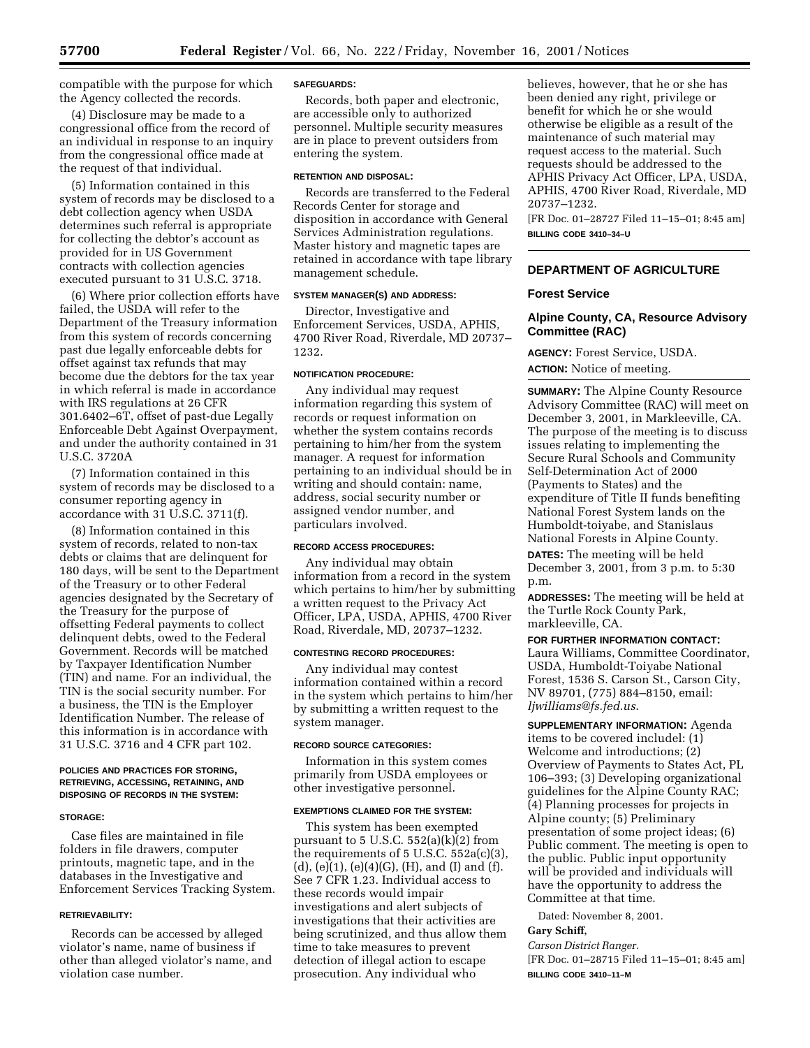compatible with the purpose for which the Agency collected the records.

(4) Disclosure may be made to a congressional office from the record of an individual in response to an inquiry from the congressional office made at the request of that individual.

(5) Information contained in this system of records may be disclosed to a debt collection agency when USDA determines such referral is appropriate for collecting the debtor's account as provided for in US Government contracts with collection agencies executed pursuant to 31 U.S.C. 3718.

(6) Where prior collection efforts have failed, the USDA will refer to the Department of the Treasury information from this system of records concerning past due legally enforceable debts for offset against tax refunds that may become due the debtors for the tax year in which referral is made in accordance with IRS regulations at 26 CFR 301.6402–6T, offset of past-due Legally Enforceable Debt Against Overpayment, and under the authority contained in 31 U.S.C. 3720A

(7) Information contained in this system of records may be disclosed to a consumer reporting agency in accordance with 31 U.S.C. 3711(f).

(8) Information contained in this system of records, related to non-tax debts or claims that are delinquent for 180 days, will be sent to the Department of the Treasury or to other Federal agencies designated by the Secretary of the Treasury for the purpose of offsetting Federal payments to collect delinquent debts, owed to the Federal Government. Records will be matched by Taxpayer Identification Number (TIN) and name. For an individual, the TIN is the social security number. For a business, the TIN is the Employer Identification Number. The release of this information is in accordance with 31 U.S.C. 3716 and 4 CFR part 102.

**POLICIES AND PRACTICES FOR STORING, RETRIEVING, ACCESSING, RETAINING, AND DISPOSING OF RECORDS IN THE SYSTEM:**

**STORAGE:**

Case files are maintained in file folders in file drawers, computer printouts, magnetic tape, and in the databases in the Investigative and Enforcement Services Tracking System.

**RETRIEVABILITY:**

Records can be accessed by alleged violator's name, name of business if other than alleged violator's name, and violation case number.

**SAFEGUARDS:**

Records, both paper and electronic, are accessible only to authorized personnel. Multiple security measures are in place to prevent outsiders from entering the system.

**RETENTION AND DISPOSAL:**

Records are transferred to the Federal Records Center for storage and disposition in accordance with General Services Administration regulations. Master history and magnetic tapes are retained in accordance with tape library management schedule.

**SYSTEM MANAGER(S) AND ADDRESS:**

Director, Investigative and Enforcement Services, USDA, APHIS, 4700 River Road, Riverdale, MD 20737–1232.

**NOTIFICATION PROCEDURE:**

Any individual may request information regarding this system of records or request information on whether the system contains records pertaining to him/her from the system manager. A request for information pertaining to an individual should be in writing and should contain: name, address, social security number or assigned vendor number, and particulars involved.

**RECORD ACCESS PROCEDURES:**

Any individual may obtain information from a record in the system which pertains to him/her by submitting a written request to the Privacy Act Officer, LPA, USDA, APHIS, 4700 River Road, Riverdale, MD, 20737–1232.

**CONTESTING RECORD PROCEDURES:**

Any individual may contest information contained within a record in the system which pertains to him/her by submitting a written request to the system manager.

**RECORD SOURCE CATEGORIES:**

Information in this system comes primarily from USDA employees or other investigative personnel.

**EXEMPTIONS CLAIMED FOR THE SYSTEM:**

This system has been exempted pursuant to 5 U.S.C. 552(a)(k)(2) from the requirements of 5 U.S.C. 552a(c)(3), (d), (e)(1), (e)(4)(G), (H), and (I) and (f). See 7 CFR 1.23. Individual access to these records would impair investigations and alert subjects of investigations that their activities are being scrutinized, and thus allow them time to take measures to prevent detection of illegal action to escape prosecution. Any individual who believes, however, that he or she has been denied any right, privilege or benefit for which he or she would otherwise be eligible as a result of the maintenance of such material may request access to the material. Such requests should be addressed to the APHIS Privacy Act Officer, LPA, USDA, APHIS, 4700 River Road, Riverdale, MD 20737–1232.

[FR Doc. 01–28727 Filed 11–15–01; 8:45 am]

**BILLING CODE 3410–34–U**

## DEPARTMENT OF AGRICULTURE

### Forest Service

### Alpine County, CA, Resource Advisory Committee (RAC)

**AGENCY:** Forest Service, USDA.

**ACTION:** Notice of meeting.

**SUMMARY:** The Alpine County Resource Advisory Committee (RAC) will meet on December 3, 2001, in Markleeville, CA. The purpose of the meeting is to discuss issues relating to implementing the Secure Rural Schools and Community Self-Determination Act of 2000 (Payments to States) and the expenditure of Title II funds benefiting National Forest System lands on the Humboldt-toiyabe, and Stanislaus National Forests in Alpine County.

**DATES:** The meeting will be held December 3, 2001, from 3 p.m. to 5:30 p.m.

**ADDRESSES:** The meeting will be held at the Turtle Rock County Park, markleeville, CA.

**FOR FURTHER INFORMATION CONTACT:** Laura Williams, Committee Coordinator, USDA, Humboldt-Toiyabe National Forest, 1536 S. Carson St., Carson City, NV 89701, (775) 884–8150, email: *ljwilliams@fs.fed.us*.

**SUPPLEMENTARY INFORMATION:** Agenda items to be covered includel: (1) Welcome and introductions; (2) Overview of Payments to States Act, PL 106–393; (3) Developing organizational guidelines for the Alpine County RAC; (4) Planning processes for projects in Alpine county; (5) Preliminary presentation of some project ideas; (6) Public comment. The meeting is open to the public. Public input opportunity will be provided and individuals will have the opportunity to address the Committee at that time.

Dated: November 8, 2001.

**Gary Schiff,**

*Carson District Ranger.*

[FR Doc. 01–28715 Filed 11–15–01; 8:45 am]

**BILLING CODE 3410–11–M**